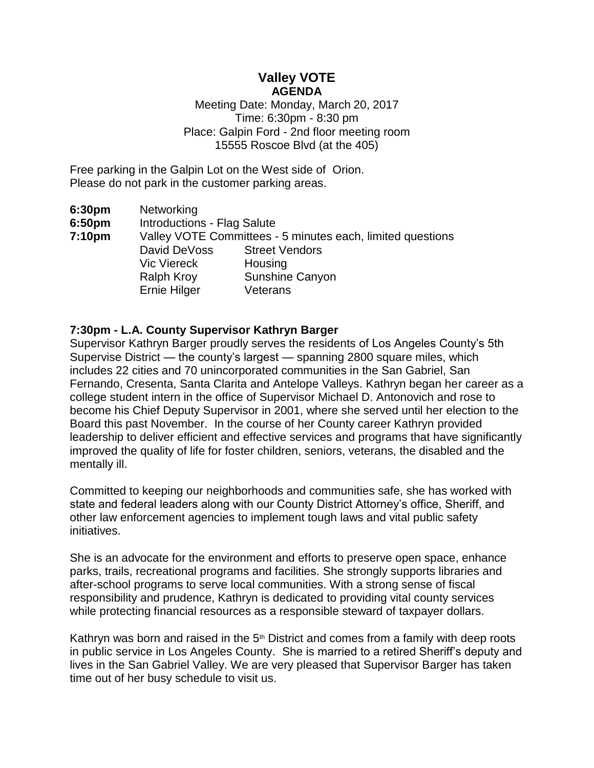# Valley VOTE

## AGENDA

Meeting Date: Monday, March 20, 2017
Time: 6:30pm - 8:30 pm
Place: Galpin Ford - 2nd floor meeting room
15555 Roscoe Blvd (at the 405)

Free parking in the Galpin Lot on the West side of Orion.
Please do not park in the customer parking areas.

**6:30pm** Networking

**6:50pm** Introductions - Flag Salute

**7:10pm** Valley VOTE Committees - 5 minutes each, limited questions

| | |
|---|---|
| David DeVoss | Street Vendors |
| Vic Viereck | Housing |
| Ralph Kroy | Sunshine Canyon |
| Ernie Hilger | Veterans |

**7:30pm - L.A. County Supervisor Kathryn Barger**

Supervisor Kathryn Barger proudly serves the residents of Los Angeles County's 5th Supervise District — the county's largest — spanning 2800 square miles, which includes 22 cities and 70 unincorporated communities in the San Gabriel, San Fernando, Cresenta, Santa Clarita and Antelope Valleys. Kathryn began her career as a college student intern in the office of Supervisor Michael D. Antonovich and rose to become his Chief Deputy Supervisor in 2001, where she served until her election to the Board this past November. In the course of her County career Kathryn provided leadership to deliver efficient and effective services and programs that have significantly improved the quality of life for foster children, seniors, veterans, the disabled and the mentally ill.

Committed to keeping our neighborhoods and communities safe, she has worked with state and federal leaders along with our County District Attorney's office, Sheriff, and other law enforcement agencies to implement tough laws and vital public safety initiatives.

She is an advocate for the environment and efforts to preserve open space, enhance parks, trails, recreational programs and facilities. She strongly supports libraries and after-school programs to serve local communities. With a strong sense of fiscal responsibility and prudence, Kathryn is dedicated to providing vital county services while protecting financial resources as a responsible steward of taxpayer dollars.

Kathryn was born and raised in the 5th District and comes from a family with deep roots in public service in Los Angeles County. She is married to a retired Sheriff's deputy and lives in the San Gabriel Valley. We are very pleased that Supervisor Barger has taken time out of her busy schedule to visit us.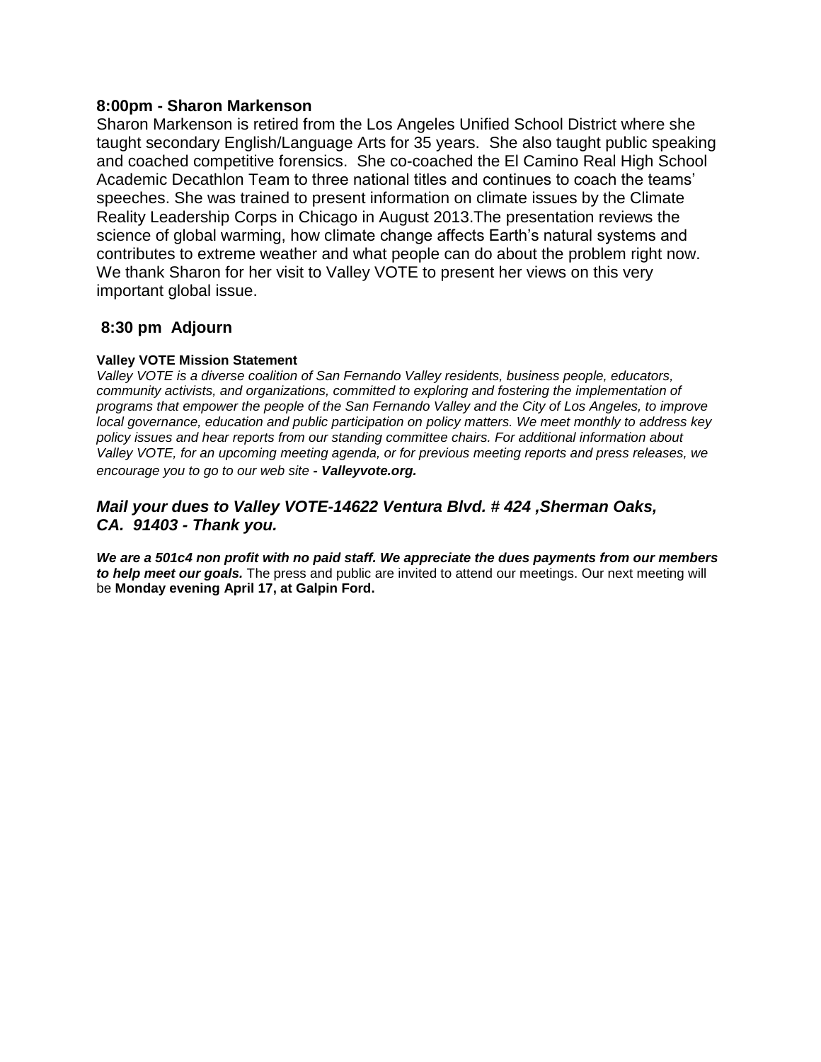### 8:00pm - Sharon Markenson

Sharon Markenson is retired from the Los Angeles Unified School District where she taught secondary English/Language Arts for 35 years. She also taught public speaking and coached competitive forensics. She co-coached the El Camino Real High School Academic Decathlon Team to three national titles and continues to coach the teams' speeches. She was trained to present information on climate issues by the Climate Reality Leadership Corps in Chicago in August 2013.The presentation reviews the science of global warming, how climate change affects Earth's natural systems and contributes to extreme weather and what people can do about the problem right now. We thank Sharon for her visit to Valley VOTE to present her views on this very important global issue.

### 8:30 pm Adjourn

**Valley VOTE Mission Statement**

*Valley VOTE is a diverse coalition of San Fernando Valley residents, business people, educators, community activists, and organizations, committed to exploring and fostering the implementation of programs that empower the people of the San Fernando Valley and the City of Los Angeles, to improve local governance, education and public participation on policy matters. We meet monthly to address key policy issues and hear reports from our standing committee chairs. For additional information about Valley VOTE, for an upcoming meeting agenda, or for previous meeting reports and press releases, we encourage you to go to our web site* ***- Valleyvote.org.***

***Mail your dues to Valley VOTE-14622 Ventura Blvd. # 424 ,Sherman Oaks, CA. 91403 - Thank you.***

***We are a 501c4 non profit with no paid staff. We appreciate the dues payments from our members to help meet our goals.*** The press and public are invited to attend our meetings. Our next meeting will be **Monday evening April 17, at Galpin Ford.**